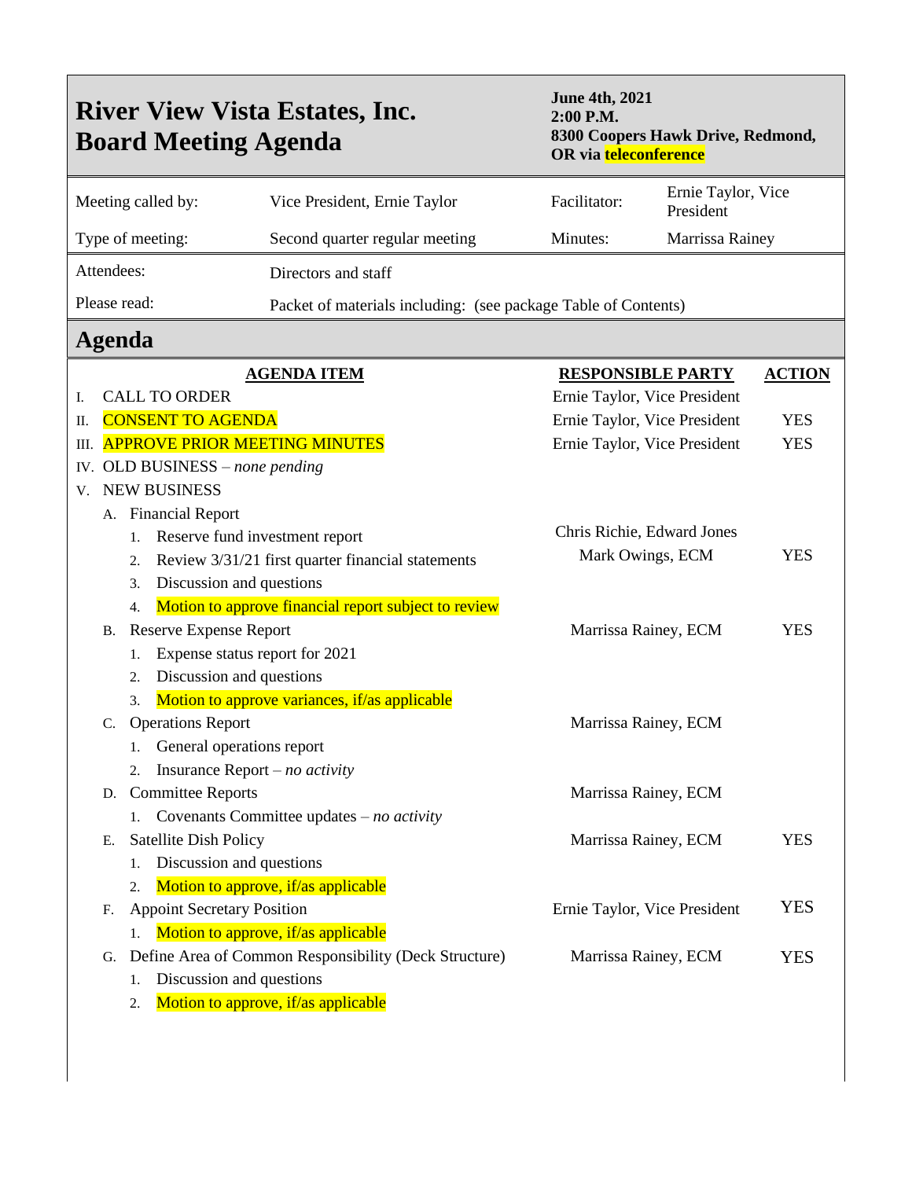# River View Vista Estates, Inc.
# Board Meeting Agenda

**June 4th, 2021**
**2:00 P.M.**
**8300 Coopers Hawk Drive, Redmond, OR via teleconference**

| | | | |
|---|---|---|---|
| Meeting called by: | Vice President, Ernie Taylor | Facilitator: | Ernie Taylor, Vice President |
| Type of meeting: | Second quarter regular meeting | Minutes: | Marrissa Rainey |
| Attendees: | Directors and staff | | |
| Please read: | Packet of materials including: (see package Table of Contents) | | |

## Agenda

| AGENDA ITEM | RESPONSIBLE PARTY | ACTION |
|---|---|---|
| I. CALL TO ORDER | Ernie Taylor, Vice President | |
| II. CONSENT TO AGENDA | Ernie Taylor, Vice President | YES |
| III. APPROVE PRIOR MEETING MINUTES | Ernie Taylor, Vice President | YES |
| IV. OLD BUSINESS – *none pending* | | |
| V. NEW BUSINESS | | |
| A. Financial Report | | |
| 1. Reserve fund investment report | Chris Richie, Edward Jones | |
| 2. Review 3/31/21 first quarter financial statements | Mark Owings, ECM | YES |
| 3. Discussion and questions | | |
| 4. Motion to approve financial report subject to review | | |
| B. Reserve Expense Report | Marrissa Rainey, ECM | YES |
| 1. Expense status report for 2021 | | |
| 2. Discussion and questions | | |
| 3. Motion to approve variances, if/as applicable | | |
| C. Operations Report | Marrissa Rainey, ECM | |
| 1. General operations report | | |
| 2. Insurance Report – *no activity* | | |
| D. Committee Reports | Marrissa Rainey, ECM | |
| 1. Covenants Committee updates – *no activity* | | |
| E. Satellite Dish Policy | Marrissa Rainey, ECM | YES |
| 1. Discussion and questions | | |
| 2. Motion to approve, if/as applicable | | |
| F. Appoint Secretary Position | Ernie Taylor, Vice President | YES |
| 1. Motion to approve, if/as applicable | | |
| G. Define Area of Common Responsibility (Deck Structure) | Marrissa Rainey, ECM | YES |
| 1. Discussion and questions | | |
| 2. Motion to approve, if/as applicable | | |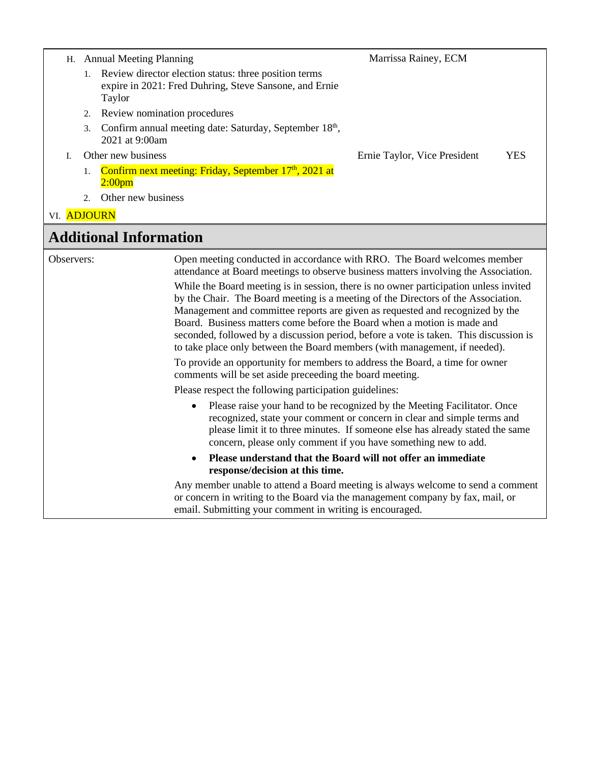H. Annual Meeting Planning — Marrissa Rainey, ECM

1. Review director election status: three position terms expire in 2021: Fred Duhring, Steve Sansone, and Ernie Taylor
2. Review nomination procedures
3. Confirm annual meeting date: Saturday, September 18th, 2021 at 9:00am

I. Other new business — Ernie Taylor, Vice President — YES

1. Confirm next meeting: Friday, September 17th, 2021 at 2:00pm
2. Other new business

VI. ADJOURN

## Additional Information

**Observers:**

Open meeting conducted in accordance with RRO. The Board welcomes member attendance at Board meetings to observe business matters involving the Association.

While the Board meeting is in session, there is no owner participation unless invited by the Chair. The Board meeting is a meeting of the Directors of the Association. Management and committee reports are given as requested and recognized by the Board. Business matters come before the Board when a motion is made and seconded, followed by a discussion period, before a vote is taken. This discussion is to take place only between the Board members (with management, if needed).

To provide an opportunity for members to address the Board, a time for owner comments will be set aside preceeding the board meeting.

Please respect the following participation guidelines:

- Please raise your hand to be recognized by the Meeting Facilitator. Once recognized, state your comment or concern in clear and simple terms and please limit it to three minutes. If someone else has already stated the same concern, please only comment if you have something new to add.
- **Please understand that the Board will not offer an immediate response/decision at this time.**

Any member unable to attend a Board meeting is always welcome to send a comment or concern in writing to the Board via the management company by fax, mail, or email. Submitting your comment in writing is encouraged.